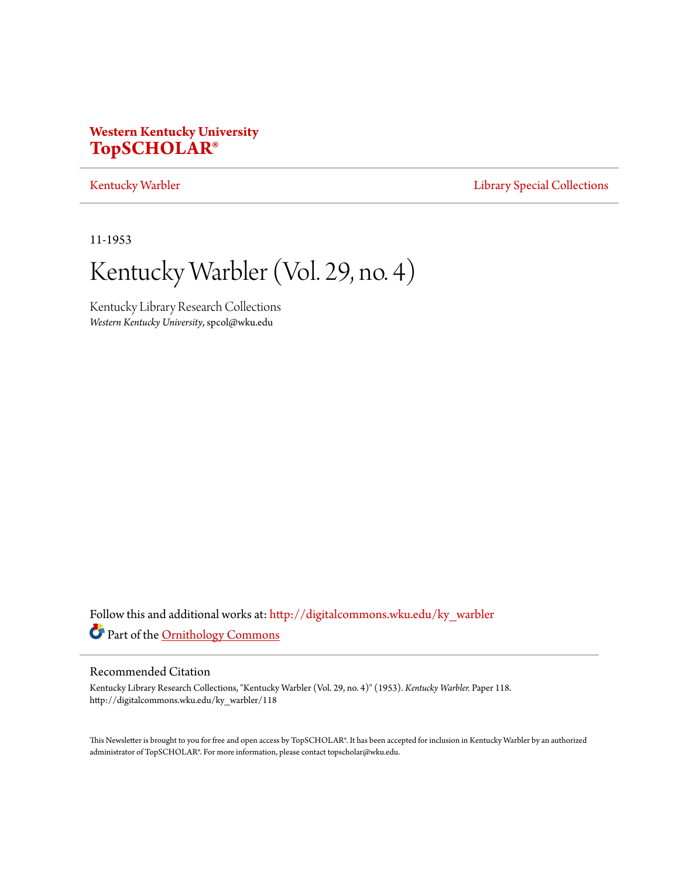**Western Kentucky University**
**TopSCHOLAR®**

Kentucky Warbler | Library Special Collections

11-1953

# Kentucky Warbler (Vol. 29, no. 4)

Kentucky Library Research Collections
*Western Kentucky University*, spcol@wku.edu

Follow this and additional works at: http://digitalcommons.wku.edu/ky_warbler

Part of the Ornithology Commons

## Recommended Citation

Kentucky Library Research Collections, "Kentucky Warbler (Vol. 29, no. 4)" (1953). *Kentucky Warbler.* Paper 118.
http://digitalcommons.wku.edu/ky_warbler/118

This Newsletter is brought to you for free and open access by TopSCHOLAR®. It has been accepted for inclusion in Kentucky Warbler by an authorized administrator of TopSCHOLAR®. For more information, please contact topscholar@wku.edu.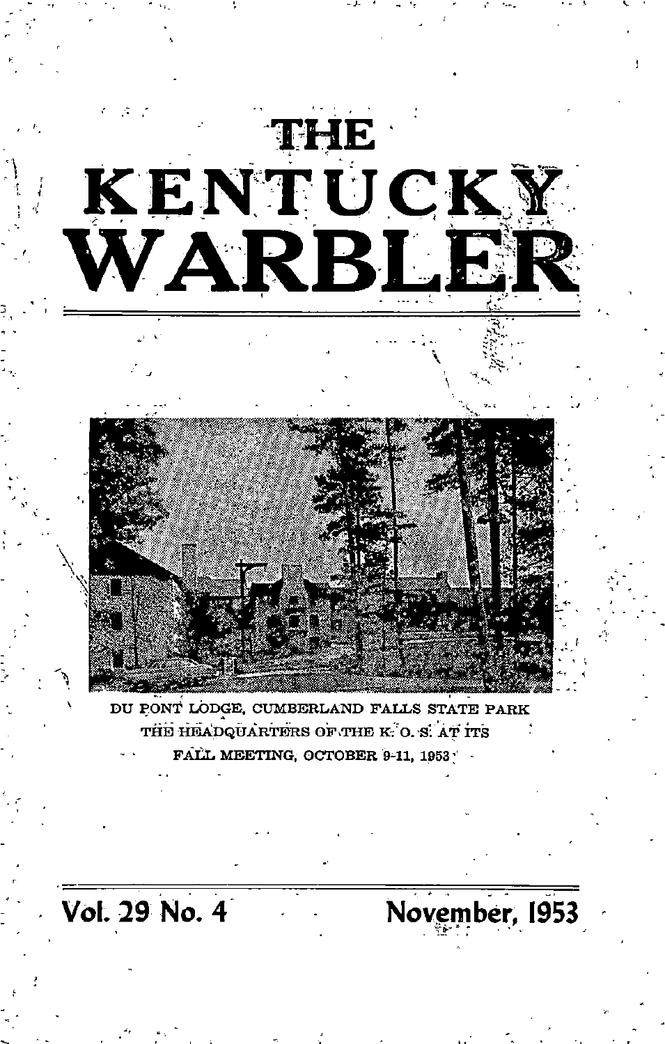# THE KENTUCKY WARBLER

DU PONT LODGE, CUMBERLAND FALLS STATE PARK
THE HEADQUARTERS OF THE K. O. S. AT ITS
FALL MEETING, OCTOBER 9-11, 1953

Vol. 29 No. 4 November, 1953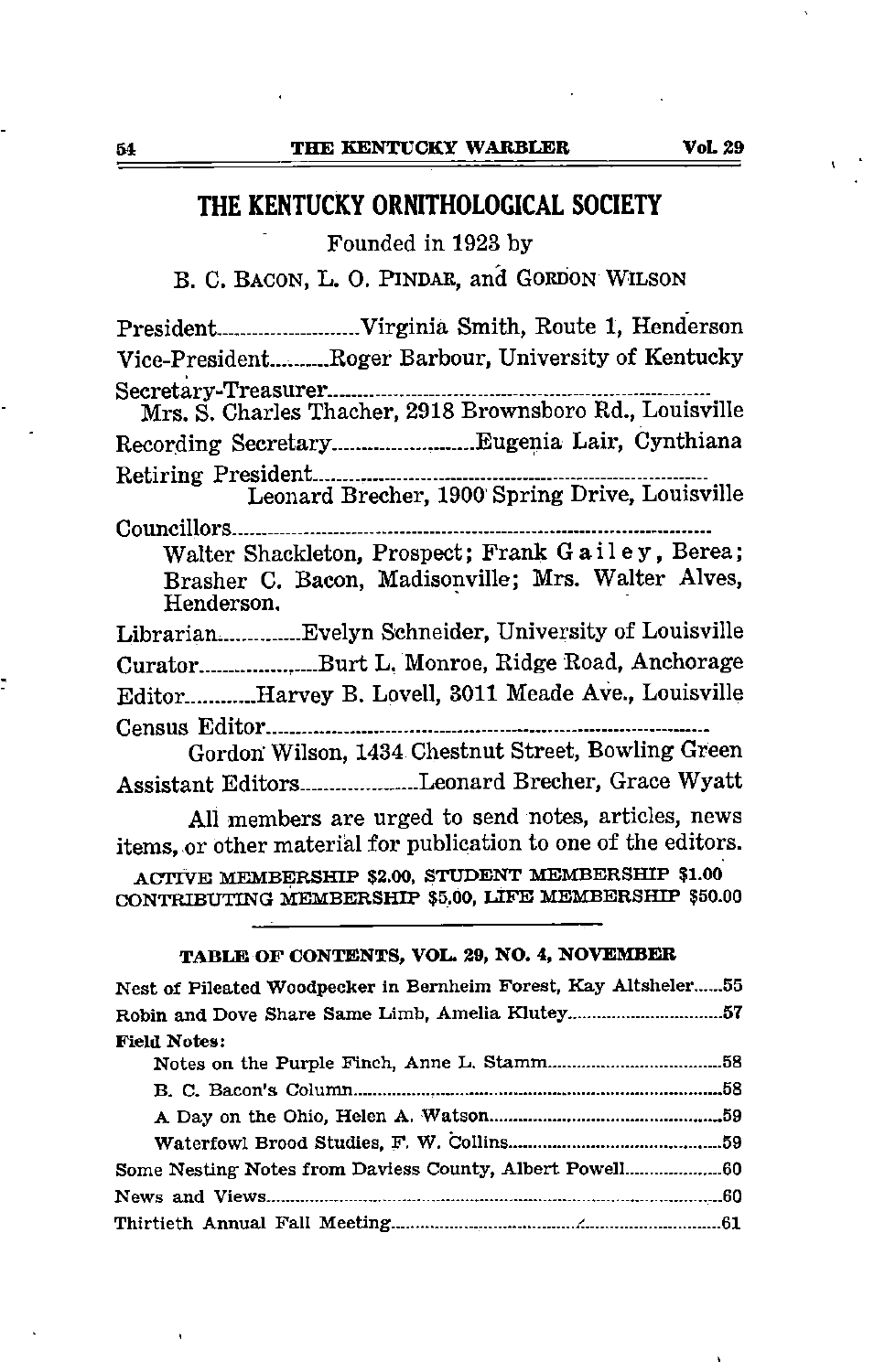# THE KENTUCKY ORNITHOLOGICAL SOCIETY

Founded in 1923 by

B. C. BACON, L. O. PINDAR, and GORDON WILSON

President..........Virginia Smith, Route 1, Henderson

Vice-President..........Roger Barbour, University of Kentucky

Secretary-Treasurer..........
Mrs. S. Charles Thacher, 2918 Brownsboro Rd., Louisville

Recording Secretary..........Eugenia Lair, Cynthiana

Retiring President..........
Leonard Brecher, 1900 Spring Drive, Louisville

Councillors..........
Walter Shackleton, Prospect; Frank Gailey, Berea; Brasher C. Bacon, Madisonville; Mrs. Walter Alves, Henderson.

Librarian..........Evelyn Schneider, University of Louisville

Curator..........Burt L. Monroe, Ridge Road, Anchorage

Editor..........Harvey B. Lovell, 3011 Meade Ave., Louisville

Census Editor..........
Gordon Wilson, 1434 Chestnut Street, Bowling Green

Assistant Editors..........Leonard Brecher, Grace Wyatt

All members are urged to send notes, articles, news items, or other material for publication to one of the editors.

ACTIVE MEMBERSHIP $2.00, STUDENT MEMBERSHIP $1.00
CONTRIBUTING MEMBERSHIP $5.00, LIFE MEMBERSHIP $50.00

---

### TABLE OF CONTENTS, VOL. 29, NO. 4, NOVEMBER

Nest of Pileated Woodpecker in Bernheim Forest, Kay Altsheler..........55

Robin and Dove Share Same Limb, Amelia Klutey..........57

**Field Notes:**

- Notes on the Purple Finch, Anne L. Stamm..........58
- B. C. Bacon's Column..........58
- A Day on the Ohio, Helen A. Watson..........59
- Waterfowl Brood Studies, F. W. Collins..........59

Some Nesting Notes from Daviess County, Albert Powell..........60

News and Views..........60

Thirtieth Annual Fall Meeting..........61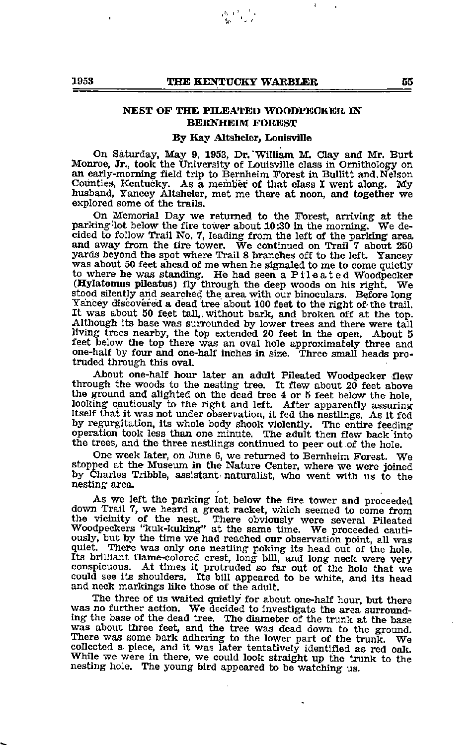## NEST OF THE PILEATED WOODPECKER IN BERNHEIM FOREST

### By Kay Altsheler, Louisville

On Saturday, May 9, 1953, Dr. William M. Clay and Mr. Burt Monroe, Jr., took the University of Louisville class in Ornithology on an early-morning field trip to Bernheim Forest in Bullitt and Nelson Counties, Kentucky. As a member of that class I went along. My husband, Yancey Altsheler, met me there at noon, and together we explored some of the trails.

On Memorial Day we returned to the Forest, arriving at the parking lot below the fire tower about 10:30 in the morning. We decided to follow Trail No. 7, leading from the left of the parking area and away from the fire tower. We continued on Trail 7 about 250 yards beyond the spot where Trail 8 branches off to the left. Yancey was about 50 feet ahead of me when he signaled to me to come quietly to where he was standing. He had seen a Pileated Woodpecker (**Hylatomus pileatus**) fly through the deep woods on his right. We stood silently and searched the area with our binoculars. Before long Yancey discovered a dead tree about 100 feet to the right of the trail. It was about 50 feet tall, without bark, and broken off at the top. Although its base was surrounded by lower trees and there were tall living trees nearby, the top extended 20 feet in the open. About 5 feet below the top there was an oval hole approximately three and one-half by four and one-half inches in size. Three small heads protruded through this oval.

About one-half hour later an adult Pileated Woodpecker flew through the woods to the nesting tree. It flew about 20 feet above the ground and alighted on the dead tree 4 or 5 feet below the hole, looking cautiously to the right and left. After apparently assuring itself that it was not under observation, it fed the nestlings. As it fed by regurgitation, its whole body shook violently. The entire feeding operation took less than one minute. The adult then flew back into the trees, and the three nestlings continued to peer out of the hole.

One week later, on June 6, we returned to Bernheim Forest. We stopped at the Museum in the Nature Center, where we were joined by Charles Tribble, assistant naturalist, who went with us to the nesting area.

As we left the parking lot below the fire tower and proceeded down Trail 7, we heard a great racket, which seemed to come from the vicinity of the nest. There obviously were several Pileated Woodpeckers "kuk-kuking" at the same time. We proceeded cautiously, but by the time we had reached our observation point, all was quiet. There was only one nestling poking its head out of the hole. Its brilliant flame-colored crest, long bill, and long neck were very conspicuous. At times it protruded so far out of the hole that we could see its shoulders. Its bill appeared to be white, and its head and neck markings like those of the adult.

The three of us waited quietly for about one-half hour, but there was no further action. We decided to investigate the area surrounding the base of the dead tree. The diameter of the trunk at the base was about three feet, and the tree was dead down to the ground. There was some bark adhering to the lower part of the trunk. We collected a piece, and it was later tentatively identified as red oak. While we were in there, we could look straight up the trunk to the nesting hole. The young bird appeared to be watching us.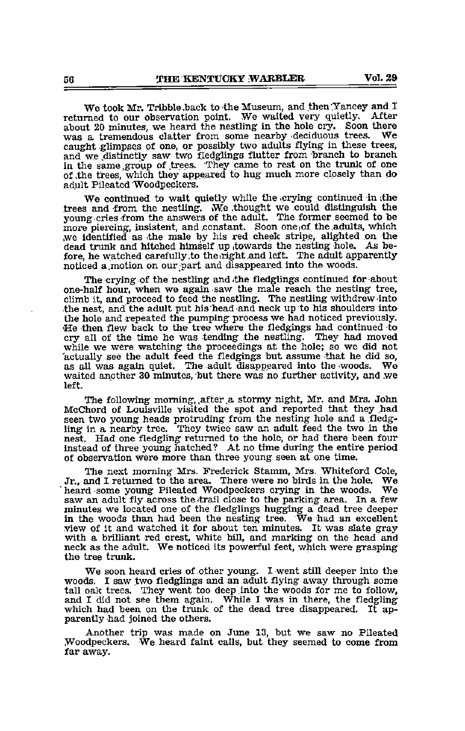We took Mr. Tribble back to the Museum, and then Yancey and I returned to our observation point. We waited very quietly. After about 20 minutes, we heard the nestling in the hole cry. Soon there was a tremendous clatter from some nearby deciduous trees. We caught glimpses of one, or possibly two adults flying in these trees, and we distinctly saw two fledglings flutter from branch to branch in the same group of trees. They came to rest on the trunk of one of the trees, which they appeared to hug much more closely than do adult Pileated Woodpeckers.

We continued to wait quietly while the crying continued in the trees and from the nestling. We thought we could distinguish the young cries from the answers of the adult. The former seemed to be more piercing, insistent, and constant. Soon one of the adults, which we identified as the male by his red cheek stripe, alighted on the dead trunk and hitched himself up towards the nesting hole. As before, he watched carefully to the right and left. The adult apparently noticed a motion on our part and disappeared into the woods.

The crying of the nestling and the fledglings continued for about one-half hour, when we again saw the male reach the nesting tree, climb it, and proceed to feed the nestling. The nestling withdrew into the nest, and the adult put his head and neck up to his shoulders into the hole and repeated the pumping process we had noticed previously. He then flew back to the tree where the fledgings had continued to cry all of the time he was tending the nestling. They had moved while we were watching the proceedings at the hole; so we did not actually see the adult feed the fledgings but assume that he did so, as all was again quiet. The adult disappeared into the woods. We waited another 30 minutes, but there was no further activity, and we left.

The following morning, after a stormy night, Mr. and Mrs. John McChord of Louisville visited the spot and reported that they had seen two young heads protruding from the nesting hole and a fledgling in a nearby tree. They twice saw an adult feed the two in the nest. Had one fledgling returned to the hole, or had there been four instead of three young hatched? At no time during the entire period of observation were more than three young seen at one time.

The next morning Mrs. Frederick Stamm, Mrs. Whiteford Cole, Jr., and I returned to the area. There were no birds in the hole. We heard some young Pileated Woodpeckers crying in the woods. We saw an adult fly across the trail close to the parking area. In a few minutes we located one of the fledglings hugging a dead tree deeper in the woods than had been the nesting tree. We had an excellent view of it and watched it for about ten minutes. It was slate gray with a brilliant red crest, white bill, and marking on the head and neck as the adult. We noticed its powerful feet, which were grasping the tree trunk.

We soon heard cries of other young. I went still deeper into the woods. I saw two fledglings and an adult flying away through some tall oak trees. They went too deep into the woods for me to follow, and I did not see them again. While I was in there, the fledgling which had been on the trunk of the dead tree disappeared. It apparently had joined the others.

Another trip was made on June 13, but we saw no Pileated Woodpeckers. We heard faint calls, but they seemed to come from far away.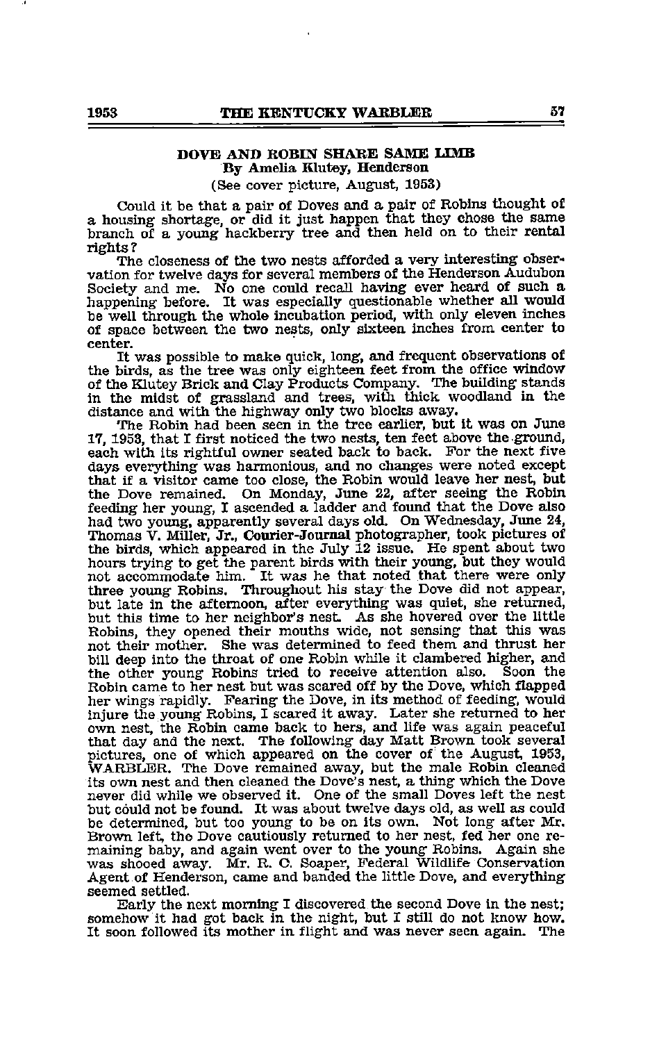## DOVE AND ROBIN SHARE SAME LIMB

**By Amelia Klutey, Henderson**

(See cover picture, August, 1953)

Could it be that a pair of Doves and a pair of Robins thought of a housing shortage, or did it just happen that they chose the same branch of a young hackberry tree and then held on to their rental rights?

The closeness of the two nests afforded a very interesting observation for twelve days for several members of the Henderson Audubon Society and me. No one could recall having ever heard of such a happening before. It was especially questionable whether all would be well through the whole incubation period, with only eleven inches of space between the two nests, only sixteen inches from center to center.

It was possible to make quick, long, and frequent observations of the birds, as the tree was only eighteen feet from the office window of the Klutey Brick and Clay Products Company. The building stands in the midst of grassland and trees, with thick woodland in the distance and with the highway only two blocks away.

The Robin had been seen in the tree earlier, but it was on June 17, 1953, that I first noticed the two nests, ten feet above the ground, each with its rightful owner seated back to back. For the next five days everything was harmonious, and no changes were noted except that if a visitor came too close, the Robin would leave her nest, but the Dove remained. On Monday, June 22, after seeing the Robin feeding her young, I ascended a ladder and found that the Dove also had two young, apparently several days old. On Wednesday, June 24, Thomas V. Miller, Jr., Courier-Journal photographer, took pictures of the birds, which appeared in the July 12 issue. He spent about two hours trying to get the parent birds with their young, but they would not accommodate him. It was he that noted that there were only three young Robins. Throughout his stay the Dove did not appear, but late in the afternoon, after everything was quiet, she returned, but this time to her neighbor's nest. As she hovered over the little Robins, they opened their mouths wide, not sensing that this was not their mother. She was determined to feed them and thrust her bill deep into the throat of one Robin while it clambered higher, and the other young Robins tried to receive attention also. Soon the Robin came to her nest but was scared off by the Dove, which flapped her wings rapidly. Fearing the Dove, in its method of feeding, would injure the young Robins, I scared it away. Later she returned to her own nest, the Robin came back to hers, and life was again peaceful that day and the next. The following day Matt Brown took several pictures, one of which appeared on the cover of the August, 1953, WARBLER. The Dove remained away, but the male Robin cleaned its own nest and then cleaned the Dove's nest, a thing which the Dove never did while we observed it. One of the small Doves left the nest but could not be found. It was about twelve days old, as well as could be determined, but too young to be on its own. Not long after Mr. Brown left, the Dove cautiously returned to her nest, fed her one remaining baby, and again went over to the young Robins. Again she was shooed away. Mr. R. C. Soaper, Federal Wildlife Conservation Agent of Henderson, came and banded the little Dove, and everything seemed settled.

Early the next morning I discovered the second Dove in the nest; somehow it had got back in the night, but I still do not know how. It soon followed its mother in flight and was never seen again. The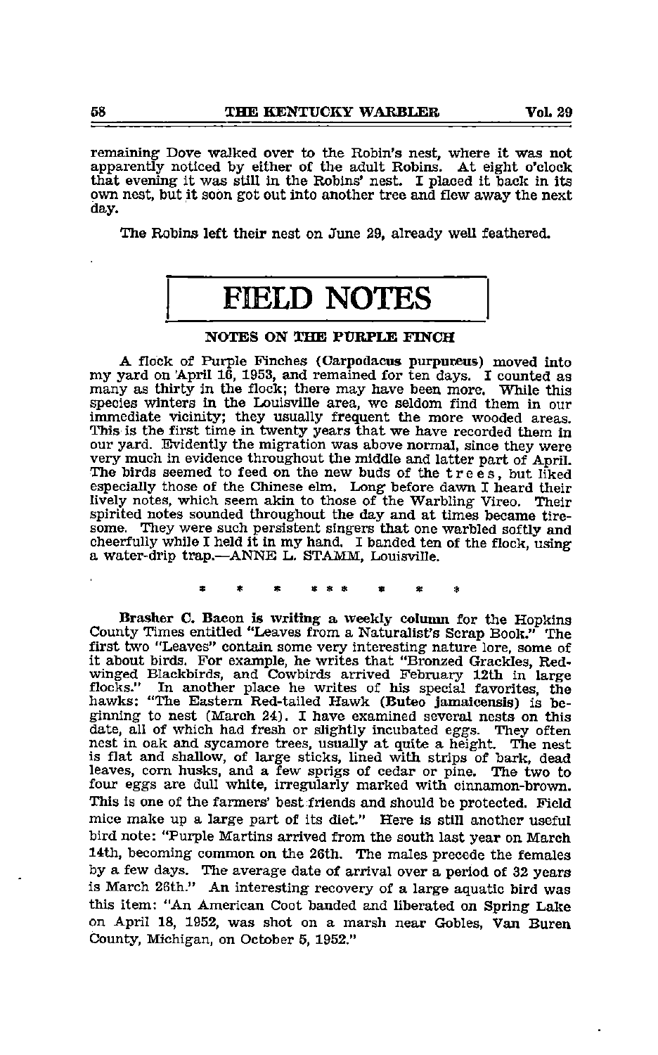remaining Dove walked over to the Robin's nest, where it was not apparently noticed by either of the adult Robins. At eight o'clock that evening it was still in the Robins' nest. I placed it back in its own nest, but it soon got out into another tree and flew away the next day.

The Robins left their nest on June 29, already well feathered.

# FIELD NOTES

## NOTES ON THE PURPLE FINCH

A flock of Purple Finches (**Carpodacus purpureus**) moved into my yard on April 16, 1953, and remained for ten days. I counted as many as thirty in the flock; there may have been more. While this species winters in the Louisville area, we seldom find them in our immediate vicinity; they usually frequent the more wooded areas. This is the first time in twenty years that we have recorded them in our yard. Evidently the migration was above normal, since they were very much in evidence throughout the middle and latter part of April. The birds seemed to feed on the new buds of the trees, but liked especially those of the Chinese elm. Long before dawn I heard their lively notes, which seem akin to those of the Warbling Vireo. Their spirited notes sounded throughout the day and at times became tiresome. They were such persistent singers that one warbled softly and cheerfully while I held it in my hand. I banded ten of the flock, using a water-drip trap.—ANNE L. STAMM, Louisville.

\* \* \* \* \* \* \* \* \*

**Brasher C. Bacon is writing** a weekly column for the Hopkins County Times entitled "Leaves from a Naturalist's Scrap Book." The first two "Leaves" contain some very interesting nature lore, some of it about birds. For example, he writes that "Bronzed Grackles, Red-winged Blackbirds, and Cowbirds arrived February 12th in large flocks." In another place he writes of his special favorites, the hawks: "The Eastern Red-tailed Hawk (**Buteo jamaicensis**) is beginning to nest (March 24). I have examined several nests on this date, all of which had fresh or slightly incubated eggs. They often nest in oak and sycamore trees, usually at quite a height. The nest is flat and shallow, of large sticks, lined with strips of bark, dead leaves, corn husks, and a few sprigs of cedar or pine. The two to four eggs are dull white, irregularly marked with cinnamon-brown. This is one of the farmers' best friends and should be protected. Field mice make up a large part of its diet." Here is still another useful bird note: "Purple Martins arrived from the south last year on March 14th, becoming common on the 26th. The males precede the females by a few days. The average date of arrival over a period of 32 years is March 26th." An interesting recovery of a large aquatic bird was this item: "An American Coot banded and liberated on Spring Lake on April 18, 1952, was shot on a marsh near Gobles, Van Buren County, Michigan, on October 5, 1952."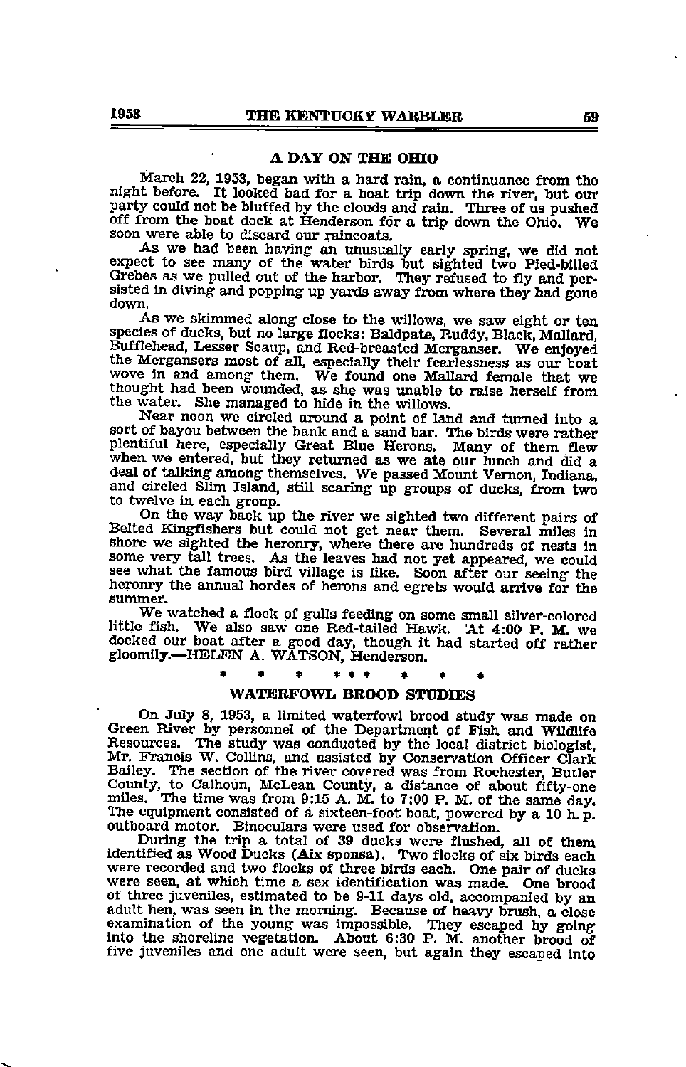## A DAY ON THE OHIO

March 22, 1953, began with a hard rain, a continuance from the night before. It looked bad for a boat trip down the river, but our party could not be bluffed by the clouds and rain. Three of us pushed off from the boat dock at Henderson for a trip down the Ohio. We soon were able to discard our raincoats.

As we had been having an unusually early spring, we did not expect to see many of the water birds but sighted two Pied-billed Grebes as we pulled out of the harbor. They refused to fly and persisted in diving and popping up yards away from where they had gone down.

As we skimmed along close to the willows, we saw eight or ten species of ducks, but no large flocks: Baldpate, Ruddy, Black, Mallard, Bufflehead, Lesser Scaup, and Red-breasted Merganser. We enjoyed the Mergansers most of all, especially their fearlessness as our boat wove in and among them. We found one Mallard female that we thought had been wounded, as she was unable to raise herself from the water. She managed to hide in the willows.

Near noon we circled around a point of land and turned into a sort of bayou between the bank and a sand bar. The birds were rather plentiful here, especially Great Blue Herons. Many of them flew when we entered, but they returned as we ate our lunch and did a deal of talking among themselves. We passed Mount Vernon, Indiana, and circled Slim Island, still scaring up groups of ducks, from two to twelve in each group.

On the way back up the river we sighted two different pairs of Belted Kingfishers but could not get near them. Several miles in shore we sighted the heronry, where there are hundreds of nests in some very tall trees. As the leaves had not yet appeared, we could see what the famous bird village is like. Soon after our seeing the heronry the annual hordes of herons and egrets would arrive for the summer.

We watched a flock of gulls feeding on some small silver-colored little fish. We also saw one Red-tailed Hawk. At 4:00 P. M. we docked our boat after a good day, though it had started off rather gloomily.—HELEN A. WATSON, Henderson.

\* \* \* \* \* \* \* \* \*

## WATERFOWL BROOD STUDIES

On July 8, 1953, a limited waterfowl brood study was made on Green River by personnel of the Department of Fish and Wildlife Resources. The study was conducted by the local district biologist, Mr. Francis W. Collins, and assisted by Conservation Officer Clark Bailey. The section of the river covered was from Rochester, Butler County, to Calhoun, McLean County, a distance of about fifty-one miles. The time was from 9:15 A. M. to 7:00 P. M. of the same day. The equipment consisted of a sixteen-foot boat, powered by a 10 h. p. outboard motor. Binoculars were used for observation.

During the trip a total of 39 ducks were flushed, all of them identified as Wood Ducks (**Aix sponsa**). Two flocks of six birds each were recorded and two flocks of three birds each. One pair of ducks were seen, at which time a sex identification was made. One brood of three juveniles, estimated to be 9-11 days old, accompanied by an adult hen, was seen in the morning. Because of heavy brush, a close examination of the young was impossible. They escaped by going into the shoreline vegetation. About 6:30 P. M. another brood of five juveniles and one adult were seen, but again they escaped into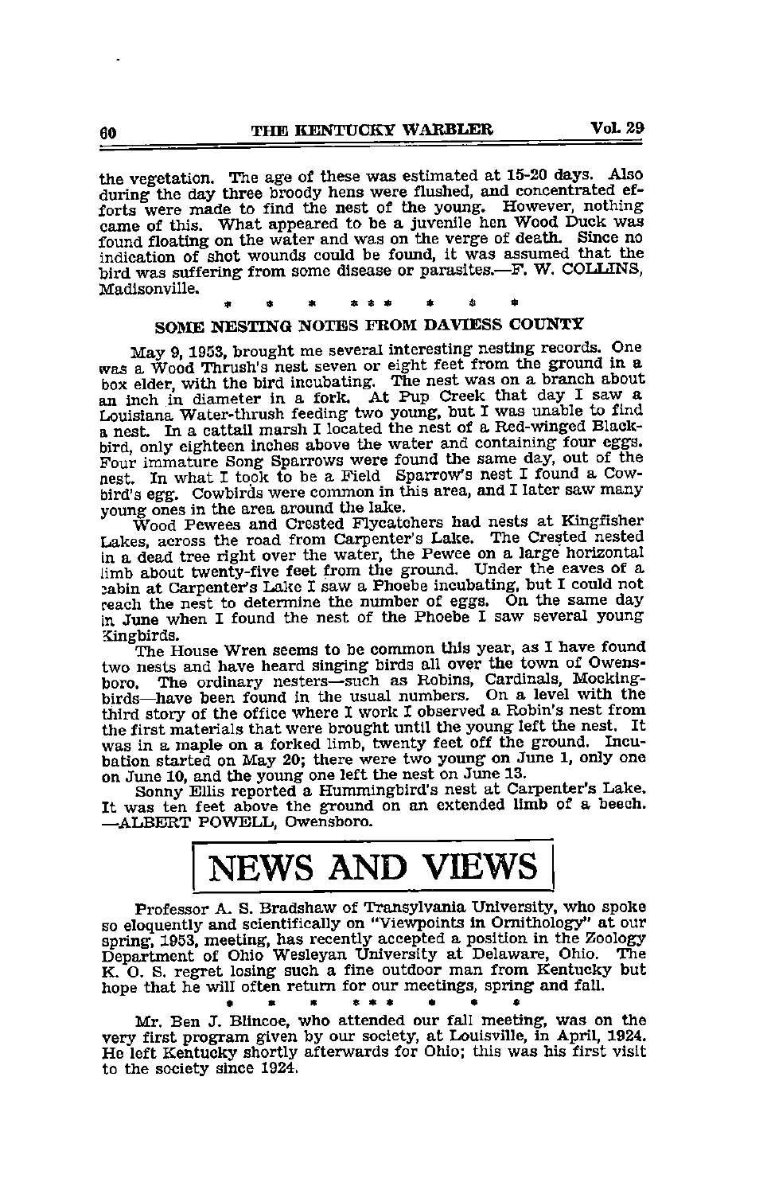the vegetation. The age of these was estimated at 15-20 days. Also during the day three broody hens were flushed, and concentrated efforts were made to find the nest of the young. However, nothing came of this. What appeared to be a juvenile hen Wood Duck was found floating on the water and was on the verge of death. Since no indication of shot wounds could be found, it was assumed that the bird was suffering from some disease or parasites.—F. W. COLLINS, Madisonville.

\* \* \* \* \* \* \* \* \*

## SOME NESTING NOTES FROM DAVIESS COUNTY

May 9, 1953, brought me several interesting nesting records. One was a Wood Thrush's nest seven or eight feet from the ground in a box elder, with the bird incubating. The nest was on a branch about an inch in diameter in a fork. At Pup Creek that day I saw a Louisiana Water-thrush feeding two young, but I was unable to find a nest. In a cattail marsh I located the nest of a Red-winged Blackbird, only eighteen inches above the water and containing four eggs. Four immature Song Sparrows were found the same day, out of the nest. In what I took to be a Field Sparrow's nest I found a Cowbird's egg. Cowbirds were common in this area, and I later saw many young ones in the area around the lake.

Wood Pewees and Crested Flycatchers had nests at Kingfisher Lakes, across the road from Carpenter's Lake. The Crested nested in a dead tree right over the water, the Pewee on a large horizontal limb about twenty-five feet from the ground. Under the eaves of a cabin at Carpenter's Lake I saw a Phoebe incubating, but I could not reach the nest to determine the number of eggs. On the same day in June when I found the nest of the Phoebe I saw several young Kingbirds.

The House Wren seems to be common this year, as I have found two nests and have heard singing birds all over the town of Owensboro. The ordinary nesters—such as Robins, Cardinals, Mockingbirds—have been found in the usual numbers. On a level with the third story of the office where I work I observed a Robin's nest from the first materials that were brought until the young left the nest. It was in a maple on a forked limb, twenty feet off the ground. Incubation started on May 20; there were two young on June 1, only one on June 10, and the young one left the nest on June 13.

Sonny Ellis reported a Hummingbird's nest at Carpenter's Lake. It was ten feet above the ground on an extended limb of a beech. —ALBERT POWELL, Owensboro.

# NEWS AND VIEWS

Professor A. S. Bradshaw of Transylvania University, who spoke so eloquently and scientifically on "Viewpoints in Ornithology" at our spring, 1953, meeting, has recently accepted a position in the Zoology Department of Ohio Wesleyan University at Delaware, Ohio. The K. O. S. regret losing such a fine outdoor man from Kentucky but hope that he will often return for our meetings, spring and fall.

\* \* \* \* \* \* \* \* \*

Mr. Ben J. Blincoe, who attended our fall meeting, was on the very first program given by our society, at Louisville, in April, 1924. He left Kentucky shortly afterwards for Ohio; this was his first visit to the society since 1924.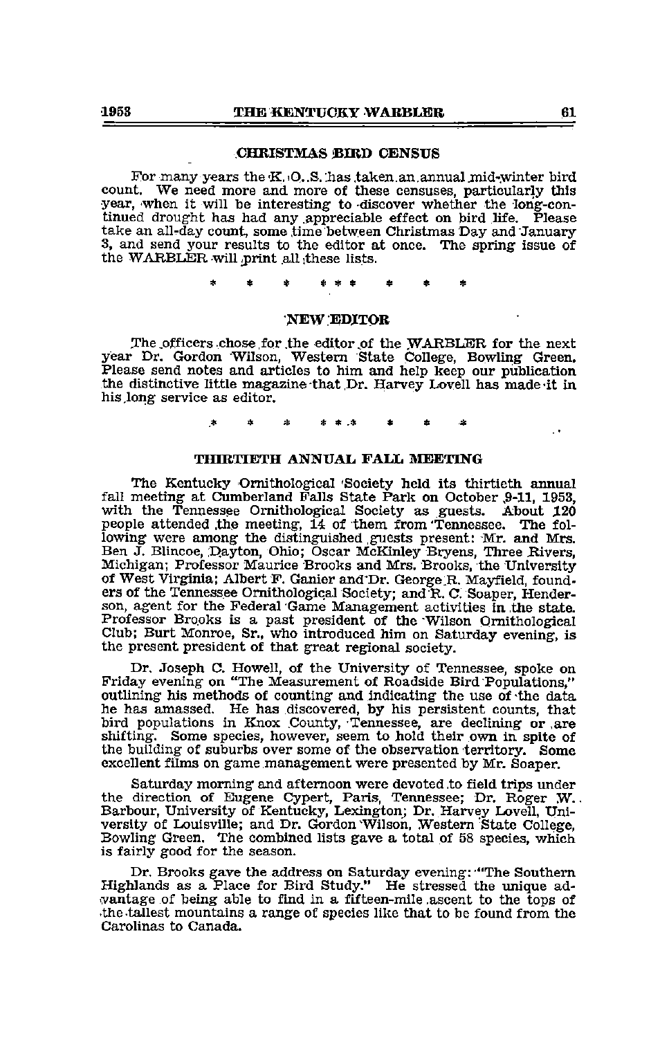## CHRISTMAS BIRD CENSUS

For many years the K. O. S. has taken an annual mid-winter bird count. We need more and more of these censuses, particularly this year, when it will be interesting to discover whether the long-continued drought has had any appreciable effect on bird life. Please take an all-day count, some time between Christmas Day and January 3, and send your results to the editor at once. The spring issue of the WARBLER will print all these lists.

\* \* \* \* \* \* \* \* \*

## NEW EDITOR

The officers chose for the editor of the WARBLER for the next year Dr. Gordon Wilson, Western State College, Bowling Green. Please send notes and articles to him and help keep our publication the distinctive little magazine that Dr. Harvey Lovell has made it in his long service as editor.

\* \* \* \* \* \* \* \* \*

## THIRTIETH ANNUAL FALL MEETING

The Kentucky Ornithological Society held its thirtieth annual fall meeting at Cumberland Falls State Park on October 9-11, 1953, with the Tennessee Ornithological Society as guests. About 120 people attended the meeting, 14 of them from Tennessee. The following were among the distinguished guests present: Mr. and Mrs. Ben J. Blincoe, Dayton, Ohio; Oscar McKinley Bryens, Three Rivers, Michigan; Professor Maurice Brooks and Mrs. Brooks, the University of West Virginia; Albert F. Ganier and Dr. George R. Mayfield, founders of the Tennessee Ornithological Society; and R. C. Soaper, Henderson, agent for the Federal Game Management activities in the state. Professor Brooks is a past president of the Wilson Ornithological Club; Burt Monroe, Sr., who introduced him on Saturday evening, is the present president of that great regional society.

Dr. Joseph C. Howell, of the University of Tennessee, spoke on Friday evening on "The Measurement of Roadside Bird Populations," outlining his methods of counting and indicating the use of the data he has amassed. He has discovered, by his persistent counts, that bird populations in Knox County, Tennessee, are declining or are shifting. Some species, however, seem to hold their own in spite of the building of suburbs over some of the observation territory. Some excellent films on game management were presented by Mr. Soaper.

Saturday morning and afternoon were devoted to field trips under the direction of Eugene Cypert, Paris, Tennessee; Dr. Roger W. Barbour, University of Kentucky, Lexington; Dr. Harvey Lovell, University of Louisville; and Dr. Gordon Wilson, Western State College, Bowling Green. The combined lists gave a total of 58 species, which is fairly good for the season.

Dr. Brooks gave the address on Saturday evening: "The Southern Highlands as a Place for Bird Study." He stressed the unique advantage of being able to find in a fifteen-mile ascent to the tops of the tallest mountains a range of species like that to be found from the Carolinas to Canada.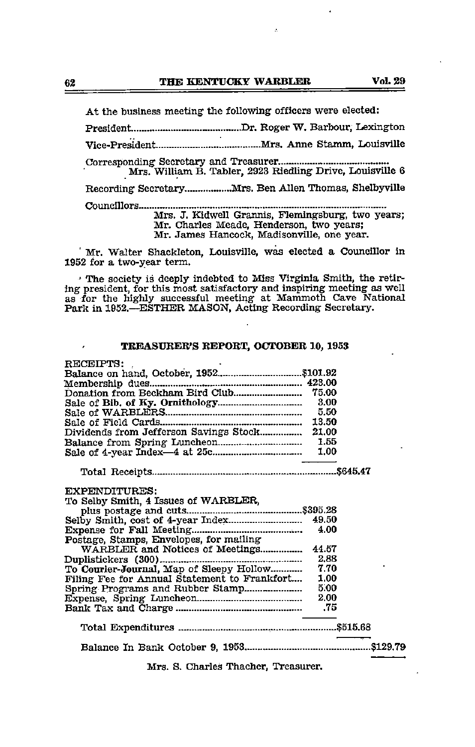At the business meeting the following officers were elected:

President.............................................Dr. Roger W. Barbour, Lexington

Vice-President...........................................Mrs. Anne Stamm, Louisville

Corresponding Secretary and Treasurer.............................................
Mrs. William B. Tabler, 2923 Riedling Drive, Louisville 6

Recording Secretary..................Mrs. Ben Allen Thomas, Shelbyville

Councillors.....................................................................................................
Mrs. J. Kidwell Grannis, Flemingsburg, two years;
Mr. Charles Meade, Henderson, two years;
Mr. James Hancock, Madisonville, one year.

Mr. Walter Shackleton, Louisville, was elected a Councillor in 1952 for a two-year term.

The society is deeply indebted to Miss Virginia Smith, the retiring president, for this most satisfactory and inspiring meeting as well as for the highly successful meeting at Mammoth Cave National Park in 1952.—ESTHER MASON, Acting Recording Secretary.

## TREASURER'S REPORT, OCTOBER 10, 1953

| RECEIPTS: | | |
|---|---|---|
| Balance on hand, October, 1952 | $101.92 | |
| Membership dues | 423.00 | |
| Donation from Beckham Bird Club | 75.00 | |
| Sale of Bib. of Ky. Ornithology | 3.00 | |
| Sale of WARBLERS | 5.50 | |
| Sale of Field Cards | 13.50 | |
| Dividends from Jefferson Savings Stock | 21.00 | |
| Balance from Spring Luncheon | 1.55 | |
| Sale of 4-year Index—4 at 25c | 1.00 | |
| Total Receipts | | $645.47 |
| EXPENDITURES: | | |
| To Selby Smith, 4 Issues of WARBLER, plus postage and cuts | $395.28 | |
| Selby Smith, cost of 4-year Index | 49.50 | |
| Expense for Fall Meeting | 4.00 | |
| Postage, Stamps, Envelopes, for mailing WARBLER and Notices of Meetings | 44.57 | |
| Duplistickers (300) | 2.88 | |
| To Courier-Journal, Map of Sleepy Hollow | 7.70 | |
| Filing Fee for Annual Statement to Frankfort | 1.00 | |
| Spring Programs and Rubber Stamp | 5.00 | |
| Expense, Spring Luncheon | 2.00 | |
| Bank Tax and Charge | .75 | |
| Total Expenditures | | $515.68 |
| Balance In Bank October 9, 1953 | | $129.79 |

Mrs. S. Charles Thacher, Treasurer.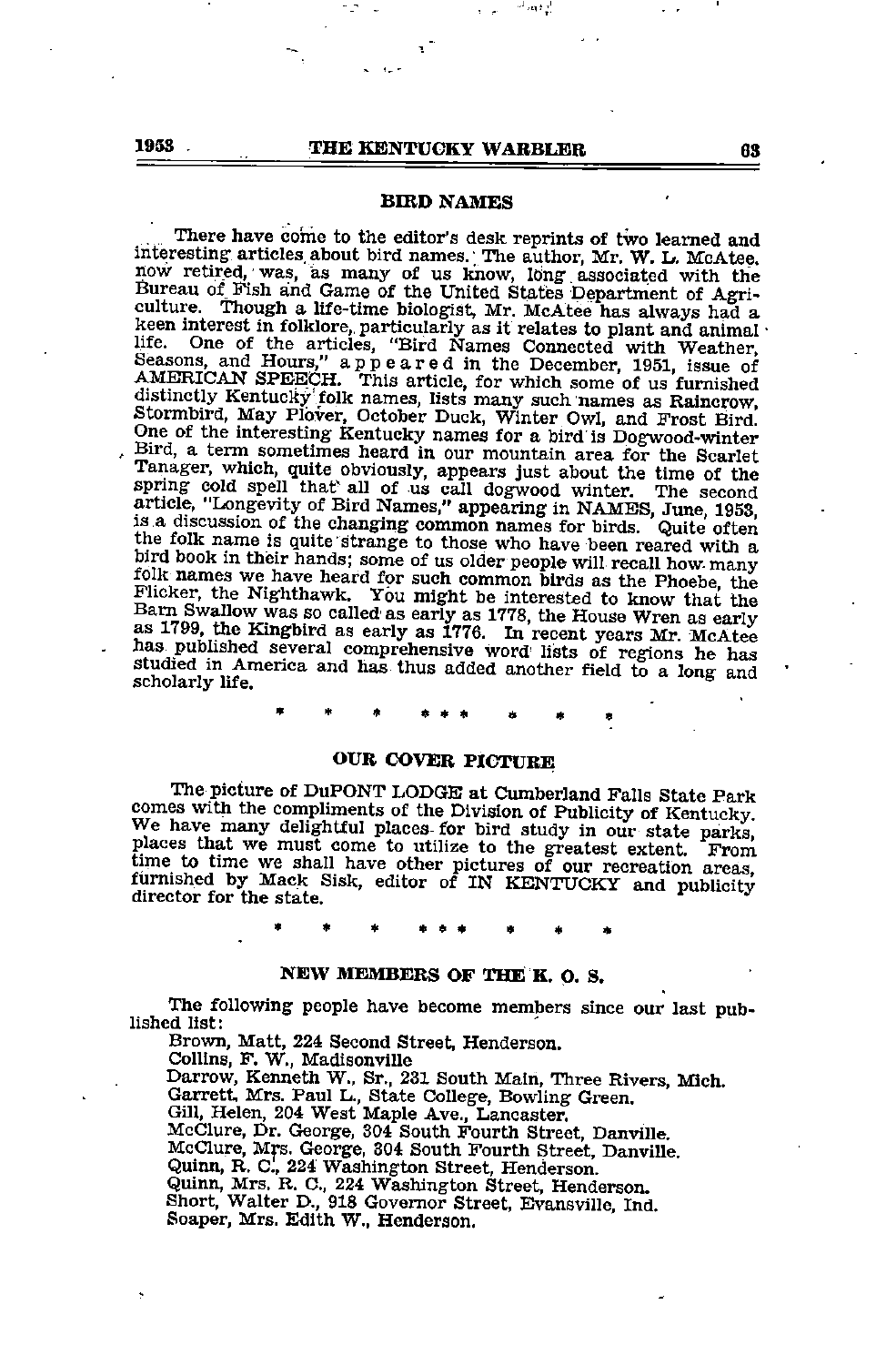## BIRD NAMES

There have come to the editor's desk reprints of two learned and interesting articles about bird names. The author, Mr. W. L. McAtee, now retired, was, as many of us know, long associated with the Bureau of Fish and Game of the United States Department of Agriculture. Though a life-time biologist, Mr. McAtee has always had a keen interest in folklore, particularly as it relates to plant and animal life. One of the articles, "Bird Names Connected with Weather, Seasons, and Hours," appeared in the December, 1951, issue of AMERICAN SPEECH. This article, for which some of us furnished distinctly Kentucky folk names, lists many such names as Raincrow, Stormbird, May Plover, October Duck, Winter Owl, and Frost Bird. One of the interesting Kentucky names for a bird is Dogwood-winter Bird, a term sometimes heard in our mountain area for the Scarlet Tanager, which, quite obviously, appears just about the time of the spring cold spell that all of us call dogwood winter. The second article, "Longevity of Bird Names," appearing in NAMES, June, 1953, is a discussion of the changing common names for birds. Quite often the folk name is quite strange to those who have been reared with a bird book in their hands; some of us older people will recall how many folk names we have heard for such common birds as the Phoebe, the Flicker, the Nighthawk. You might be interested to know that the Barn Swallow was so called as early as 1778, the House Wren as early as 1799, the Kingbird as early as 1776. In recent years Mr. McAtee has published several comprehensive word lists of regions he has studied in America and has thus added another field to a long and scholarly life.

\* \* \* \* \* \* \* \* \*

## OUR COVER PICTURE

The picture of DuPONT LODGE at Cumberland Falls State Park comes with the compliments of the Division of Publicity of Kentucky. We have many delightful places for bird study in our state parks, places that we must come to utilize to the greatest extent. From time to time we shall have other pictures of our recreation areas, furnished by Mack Sisk, editor of IN KENTUCKY and publicity director for the state.

\* \* \* \* \* \* \* \* \*

## NEW MEMBERS OF THE K. O. S.

The following people have become members since our last published list:

Brown, Matt, 224 Second Street, Henderson.
Collins, F. W., Madisonville
Darrow, Kenneth W., Sr., 231 South Main, Three Rivers, Mich.
Garrett, Mrs. Paul L., State College, Bowling Green.
Gill, Helen, 204 West Maple Ave., Lancaster.
McClure, Dr. George, 304 South Fourth Street, Danville.
McClure, Mrs. George, 304 South Fourth Street, Danville.
Quinn, R. C., 224 Washington Street, Henderson.
Quinn, Mrs. R. C., 224 Washington Street, Henderson.
Short, Walter D., 918 Governor Street, Evansville, Ind.
Soaper, Mrs. Edith W., Henderson.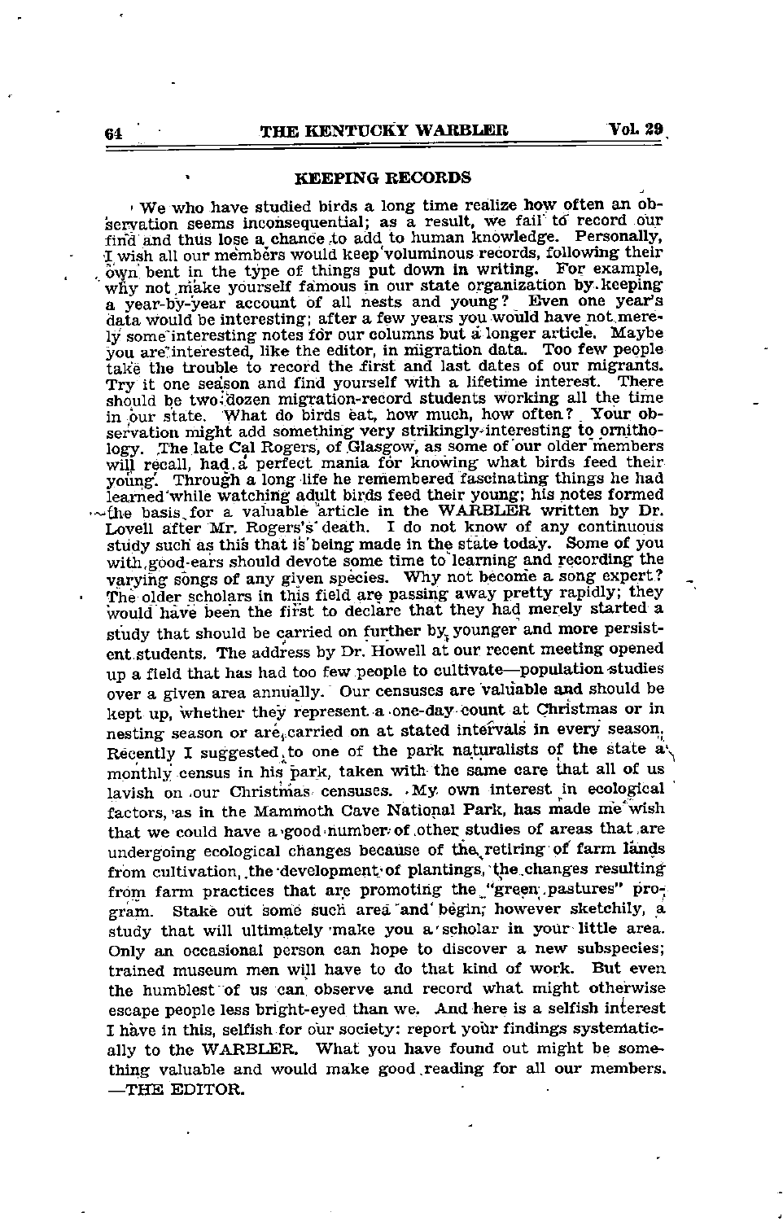## KEEPING RECORDS

We who have studied birds a long time realize how often an observation seems inconsequential; as a result, we fail to record our find and thus lose a chance to add to human knowledge. Personally, I wish all our members would keep voluminous records, following their own bent in the type of things put down in writing. For example, why not make yourself famous in our state organization by keeping a year-by-year account of all nests and young? Even one year's data would be interesting; after a few years you would have not merely some interesting notes for our columns but a longer article. Maybe you are interested, like the editor, in migration data. Too few people take the trouble to record the first and last dates of our migrants. Try it one season and find yourself with a lifetime interest. There should be two dozen migration-record students working all the time in our state. What do birds eat, how much, how often? Your observation might add something very strikingly interesting to ornithology. The late Cal Rogers, of Glasgow, as some of our older members will recall, had a perfect mania for knowing what birds feed their young. Through a long life he remembered fascinating things he had learned while watching adult birds feed their young; his notes formed the basis for a valuable article in the WARBLER written by Dr. Lovell after Mr. Rogers's death. I do not know of any continuous study such as this that is being made in the state today. Some of you with good ears should devote some time to learning and recording the varying songs of any given species. Why not become a song expert? The older scholars in this field are passing away pretty rapidly; they would have been the first to declare that they had merely started a study that should be carried on further by younger and more persistent students. The address by Dr. Howell at our recent meeting opened up a field that has had too few people to cultivate—population studies over a given area annually. Our censuses are valuable and should be kept up, whether they represent a one-day count at Christmas or in nesting season or are carried on at stated intervals in every season. Recently I suggested to one of the park naturalists of the state a monthly census in his park, taken with the same care that all of us lavish on our Christmas censuses. My own interest in ecological factors, as in the Mammoth Cave National Park, has made me wish that we could have a good number of other studies of areas that are undergoing ecological changes because of the retiring of farm lands from cultivation, the development of plantings, the changes resulting from farm practices that are promoting the "green pastures" program. Stake out some such area and begin, however sketchily, a study that will ultimately make you a scholar in your little area. Only an occasional person can hope to discover a new subspecies; trained museum men will have to do that kind of work. But even the humblest of us can observe and record what might otherwise escape people less bright-eyed than we. And here is a selfish interest I have in this, selfish for our society: report your findings systematically to the WARBLER. What you have found out might be something valuable and would make good reading for all our members. —THE EDITOR.